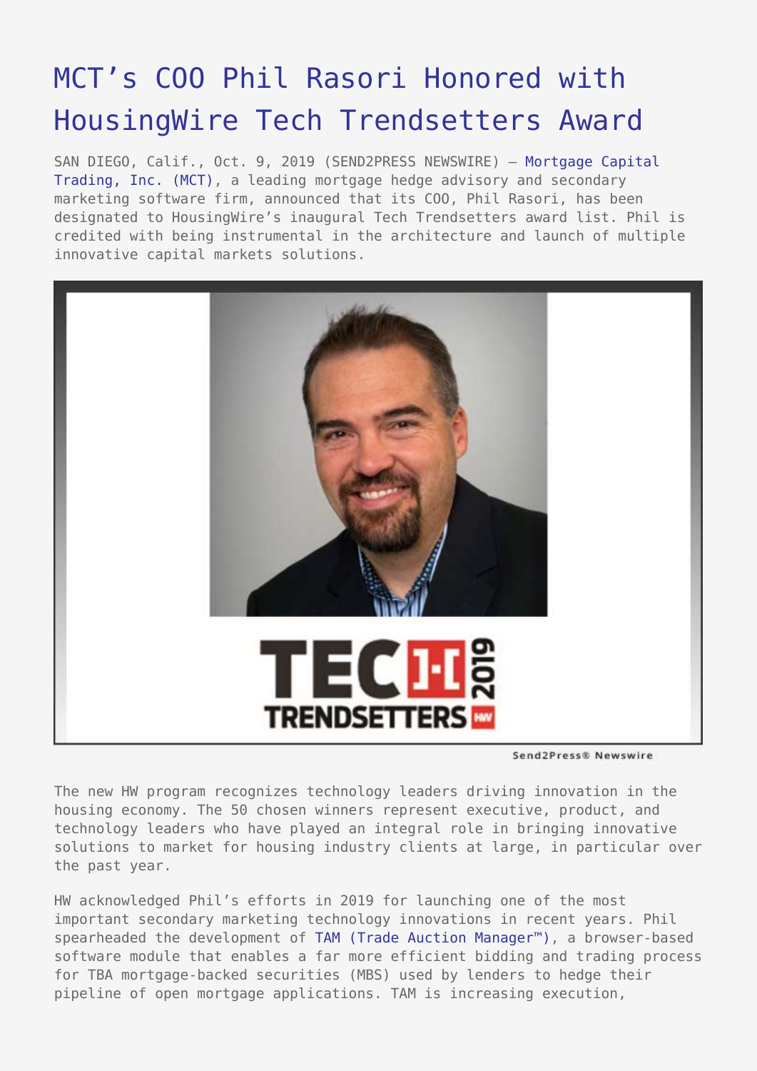# MCT's COO Phil Rasori Honored with HousingWire Tech Trendsetters Award

SAN DIEGO, Calif., Oct. 9, 2019 (SEND2PRESS NEWSWIRE) — Mortgage Capital Trading, Inc. (MCT), a leading mortgage hedge advisory and secondary marketing software firm, announced that its COO, Phil Rasori, has been designated to HousingWire's inaugural Tech Trendsetters award list. Phil is credited with being instrumental in the architecture and launch of multiple innovative capital markets solutions.

The new HW program recognizes technology leaders driving innovation in the housing economy. The 50 chosen winners represent executive, product, and technology leaders who have played an integral role in bringing innovative solutions to market for housing industry clients at large, in particular over the past year.

HW acknowledged Phil's efforts in 2019 for launching one of the most important secondary marketing technology innovations in recent years. Phil spearheaded the development of TAM (Trade Auction Manager™), a browser-based software module that enables a far more efficient bidding and trading process for TBA mortgage-backed securities (MBS) used by lenders to hedge their pipeline of open mortgage applications. TAM is increasing execution,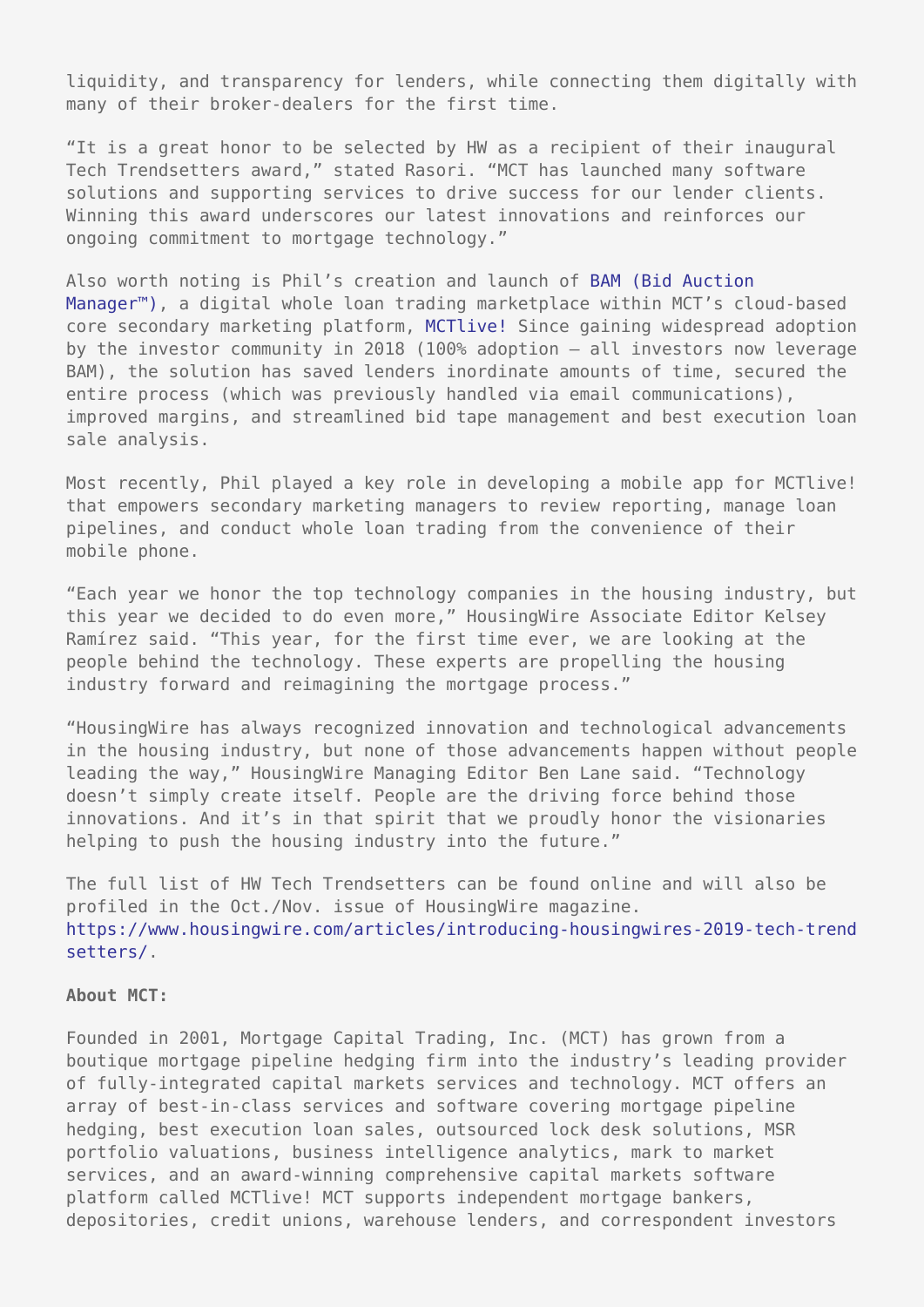liquidity, and transparency for lenders, while connecting them digitally with many of their broker-dealers for the first time.

“It is a great honor to be selected by HW as a recipient of their inaugural Tech Trendsetters award,” stated Rasori. “MCT has launched many software solutions and supporting services to drive success for our lender clients. Winning this award underscores our latest innovations and reinforces our ongoing commitment to mortgage technology.”

Also worth noting is Phil’s creation and launch of BAM (Bid Auction Manager™), a digital whole loan trading marketplace within MCT’s cloud-based core secondary marketing platform, MCTlive! Since gaining widespread adoption by the investor community in 2018 (100% adoption – all investors now leverage BAM), the solution has saved lenders inordinate amounts of time, secured the entire process (which was previously handled via email communications), improved margins, and streamlined bid tape management and best execution loan sale analysis.

Most recently, Phil played a key role in developing a mobile app for MCTlive! that empowers secondary marketing managers to review reporting, manage loan pipelines, and conduct whole loan trading from the convenience of their mobile phone.

“Each year we honor the top technology companies in the housing industry, but this year we decided to do even more,” HousingWire Associate Editor Kelsey Ramírez said. “This year, for the first time ever, we are looking at the people behind the technology. These experts are propelling the housing industry forward and reimagining the mortgage process.”

“HousingWire has always recognized innovation and technological advancements in the housing industry, but none of those advancements happen without people leading the way,” HousingWire Managing Editor Ben Lane said. “Technology doesn’t simply create itself. People are the driving force behind those innovations. And it’s in that spirit that we proudly honor the visionaries helping to push the housing industry into the future.”

The full list of HW Tech Trendsetters can be found online and will also be profiled in the Oct./Nov. issue of HousingWire magazine. https://www.housingwire.com/articles/introducing-housingwires-2019-tech-trendsetters/.

**About MCT:**

Founded in 2001, Mortgage Capital Trading, Inc. (MCT) has grown from a boutique mortgage pipeline hedging firm into the industry’s leading provider of fully-integrated capital markets services and technology. MCT offers an array of best-in-class services and software covering mortgage pipeline hedging, best execution loan sales, outsourced lock desk solutions, MSR portfolio valuations, business intelligence analytics, mark to market services, and an award-winning comprehensive capital markets software platform called MCTlive! MCT supports independent mortgage bankers, depositories, credit unions, warehouse lenders, and correspondent investors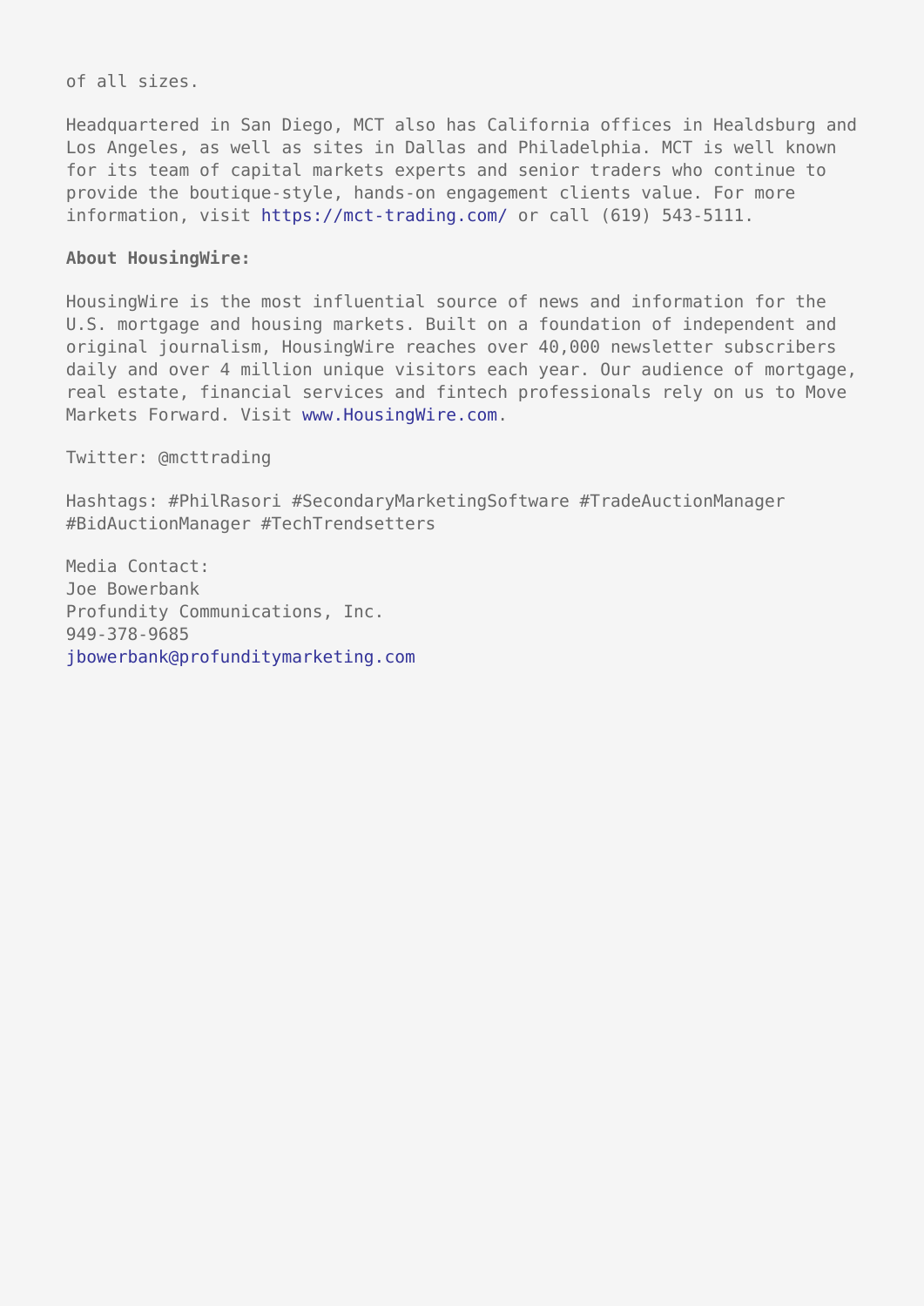of all sizes.

Headquartered in San Diego, MCT also has California offices in Healdsburg and Los Angeles, as well as sites in Dallas and Philadelphia. MCT is well known for its team of capital markets experts and senior traders who continue to provide the boutique-style, hands-on engagement clients value. For more information, visit https://mct-trading.com/ or call (619) 543-5111.

**About HousingWire:**

HousingWire is the most influential source of news and information for the U.S. mortgage and housing markets. Built on a foundation of independent and original journalism, HousingWire reaches over 40,000 newsletter subscribers daily and over 4 million unique visitors each year. Our audience of mortgage, real estate, financial services and fintech professionals rely on us to Move Markets Forward. Visit www.HousingWire.com.

Twitter: @mcttrading

Hashtags: #PhilRasori #SecondaryMarketingSoftware #TradeAuctionManager #BidAuctionManager #TechTrendsetters

Media Contact:
Joe Bowerbank
Profundity Communications, Inc.
949-378-9685
jbowerbank@profunditymarketing.com